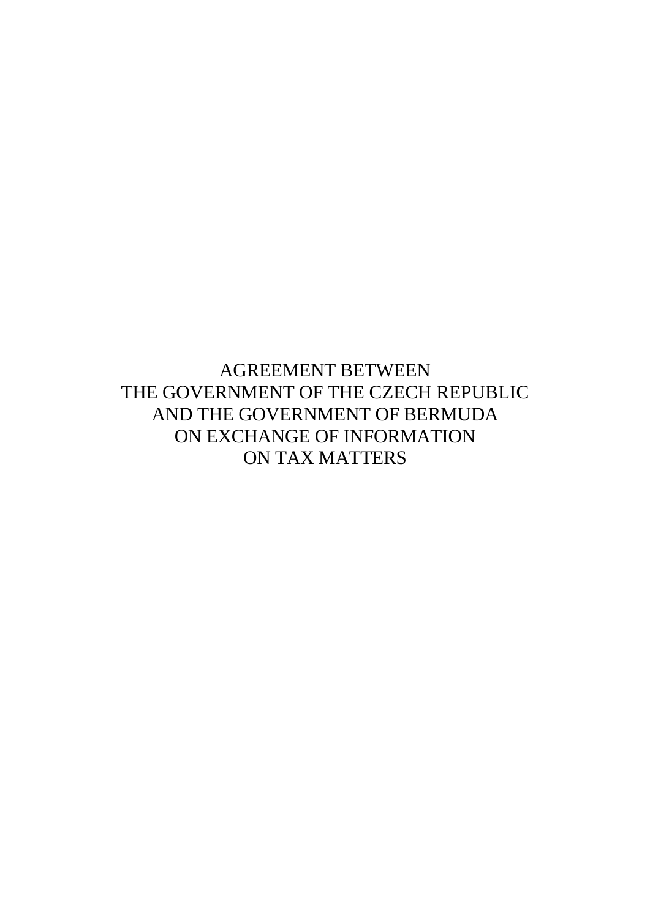# AGREEMENT BETWEEN THE GOVERNMENT OF THE CZECH REPUBLIC AND THE GOVERNMENT OF BERMUDA ON EXCHANGE OF INFORMATION ON TAX MATTERS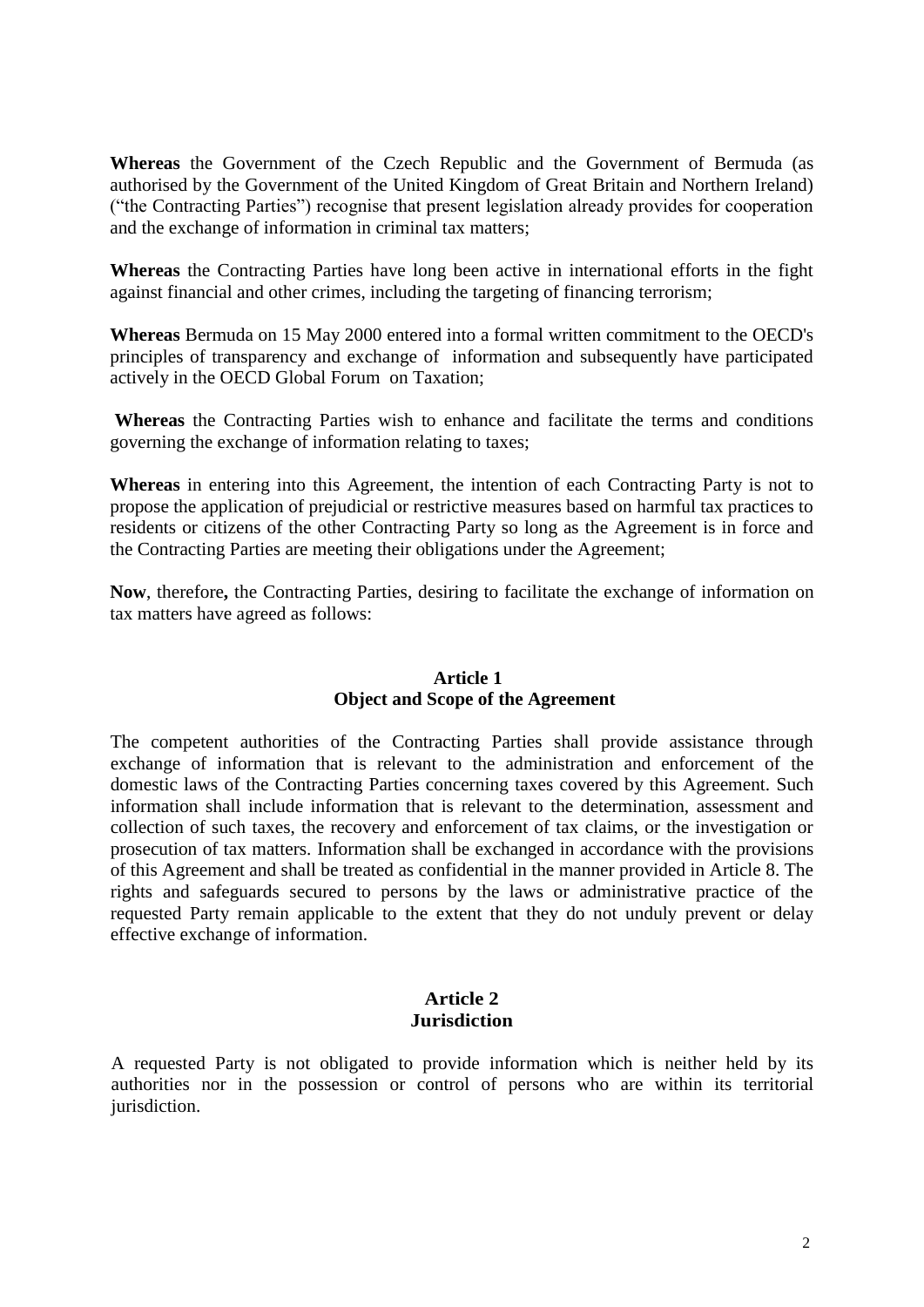**Whereas** the Government of the Czech Republic and the Government of Bermuda (as authorised by the Government of the United Kingdom of Great Britain and Northern Ireland) ("the Contracting Parties") recognise that present legislation already provides for cooperation and the exchange of information in criminal tax matters;

**Whereas** the Contracting Parties have long been active in international efforts in the fight against financial and other crimes, including the targeting of financing terrorism;

**Whereas** Bermuda on 15 May 2000 entered into a formal written commitment to the OECD's principles of transparency and exchange of information and subsequently have participated actively in the OECD Global Forum on Taxation;

**Whereas** the Contracting Parties wish to enhance and facilitate the terms and conditions governing the exchange of information relating to taxes;

**Whereas** in entering into this Agreement, the intention of each Contracting Party is not to propose the application of prejudicial or restrictive measures based on harmful tax practices to residents or citizens of the other Contracting Party so long as the Agreement is in force and the Contracting Parties are meeting their obligations under the Agreement;

**Now**, therefore**,** the Contracting Parties, desiring to facilitate the exchange of information on tax matters have agreed as follows:

## Article 1
## Object and Scope of the Agreement

The competent authorities of the Contracting Parties shall provide assistance through exchange of information that is relevant to the administration and enforcement of the domestic laws of the Contracting Parties concerning taxes covered by this Agreement. Such information shall include information that is relevant to the determination, assessment and collection of such taxes, the recovery and enforcement of tax claims, or the investigation or prosecution of tax matters. Information shall be exchanged in accordance with the provisions of this Agreement and shall be treated as confidential in the manner provided in Article 8. The rights and safeguards secured to persons by the laws or administrative practice of the requested Party remain applicable to the extent that they do not unduly prevent or delay effective exchange of information.

## Article 2
## Jurisdiction

A requested Party is not obligated to provide information which is neither held by its authorities nor in the possession or control of persons who are within its territorial jurisdiction.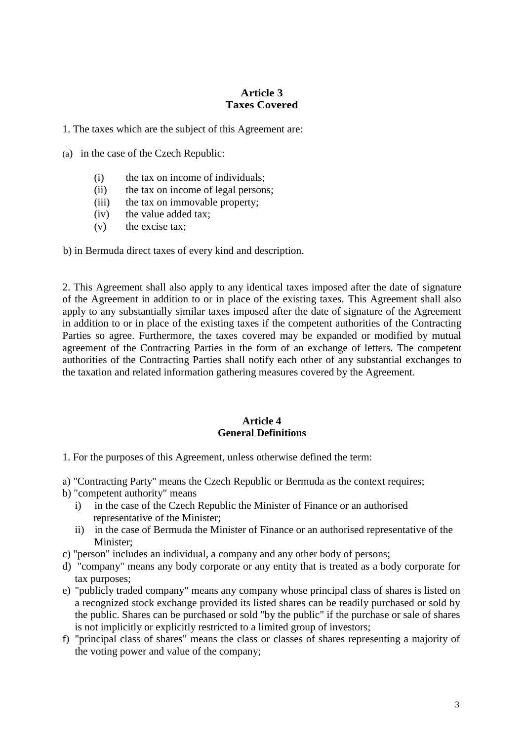### Article 3
### Taxes Covered

1. The taxes which are the subject of this Agreement are:

(a) in the case of the Czech Republic:

- (i) the tax on income of individuals;
- (ii) the tax on income of legal persons;
- (iii) the tax on immovable property;
- (iv) the value added tax;
- (v) the excise tax;

b) in Bermuda direct taxes of every kind and description.

2. This Agreement shall also apply to any identical taxes imposed after the date of signature of the Agreement in addition to or in place of the existing taxes. This Agreement shall also apply to any substantially similar taxes imposed after the date of signature of the Agreement in addition to or in place of the existing taxes if the competent authorities of the Contracting Parties so agree. Furthermore, the taxes covered may be expanded or modified by mutual agreement of the Contracting Parties in the form of an exchange of letters. The competent authorities of the Contracting Parties shall notify each other of any substantial exchanges to the taxation and related information gathering measures covered by the Agreement.

### Article 4
### General Definitions

1. For the purposes of this Agreement, unless otherwise defined the term:

a) "Contracting Party" means the Czech Republic or Bermuda as the context requires;
b) "competent authority" means
   - i) in the case of the Czech Republic the Minister of Finance or an authorised representative of the Minister;
   - ii) in the case of Bermuda the Minister of Finance or an authorised representative of the Minister;
c) "person" includes an individual, a company and any other body of persons;
d) "company" means any body corporate or any entity that is treated as a body corporate for tax purposes;
e) "publicly traded company" means any company whose principal class of shares is listed on a recognized stock exchange provided its listed shares can be readily purchased or sold by the public. Shares can be purchased or sold "by the public" if the purchase or sale of shares is not implicitly or explicitly restricted to a limited group of investors;
f) "principal class of shares" means the class or classes of shares representing a majority of the voting power and value of the company;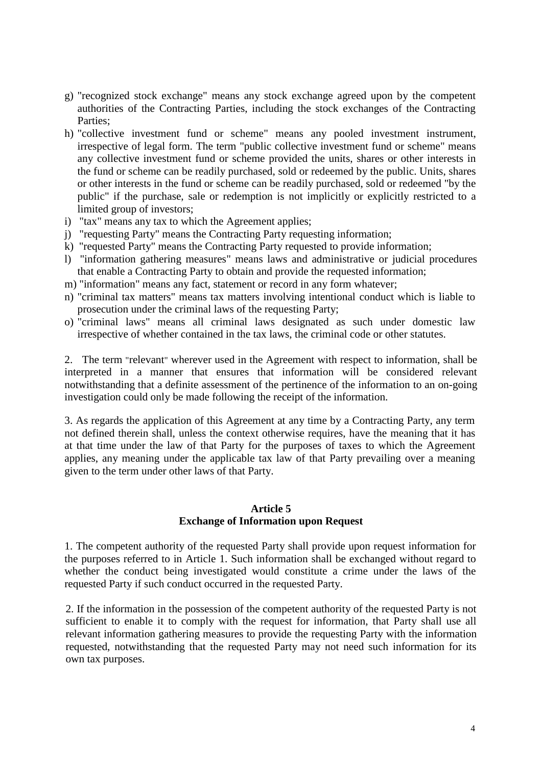g) "recognized stock exchange" means any stock exchange agreed upon by the competent authorities of the Contracting Parties, including the stock exchanges of the Contracting Parties;
h) "collective investment fund or scheme" means any pooled investment instrument, irrespective of legal form. The term "public collective investment fund or scheme" means any collective investment fund or scheme provided the units, shares or other interests in the fund or scheme can be readily purchased, sold or redeemed by the public. Units, shares or other interests in the fund or scheme can be readily purchased, sold or redeemed "by the public" if the purchase, sale or redemption is not implicitly or explicitly restricted to a limited group of investors;
i) "tax" means any tax to which the Agreement applies;
j) "requesting Party" means the Contracting Party requesting information;
k) "requested Party" means the Contracting Party requested to provide information;
l) "information gathering measures" means laws and administrative or judicial procedures that enable a Contracting Party to obtain and provide the requested information;
m) "information" means any fact, statement or record in any form whatever;
n) "criminal tax matters" means tax matters involving intentional conduct which is liable to prosecution under the criminal laws of the requesting Party;
o) "criminal laws" means all criminal laws designated as such under domestic law irrespective of whether contained in the tax laws, the criminal code or other statutes.

2. The term "relevant" wherever used in the Agreement with respect to information, shall be interpreted in a manner that ensures that information will be considered relevant notwithstanding that a definite assessment of the pertinence of the information to an on-going investigation could only be made following the receipt of the information.

3. As regards the application of this Agreement at any time by a Contracting Party, any term not defined therein shall, unless the context otherwise requires, have the meaning that it has at that time under the law of that Party for the purposes of taxes to which the Agreement applies, any meaning under the applicable tax law of that Party prevailing over a meaning given to the term under other laws of that Party.

## Article 5
## Exchange of Information upon Request

1. The competent authority of the requested Party shall provide upon request information for the purposes referred to in Article 1. Such information shall be exchanged without regard to whether the conduct being investigated would constitute a crime under the laws of the requested Party if such conduct occurred in the requested Party.

2. If the information in the possession of the competent authority of the requested Party is not sufficient to enable it to comply with the request for information, that Party shall use all relevant information gathering measures to provide the requesting Party with the information requested, notwithstanding that the requested Party may not need such information for its own tax purposes.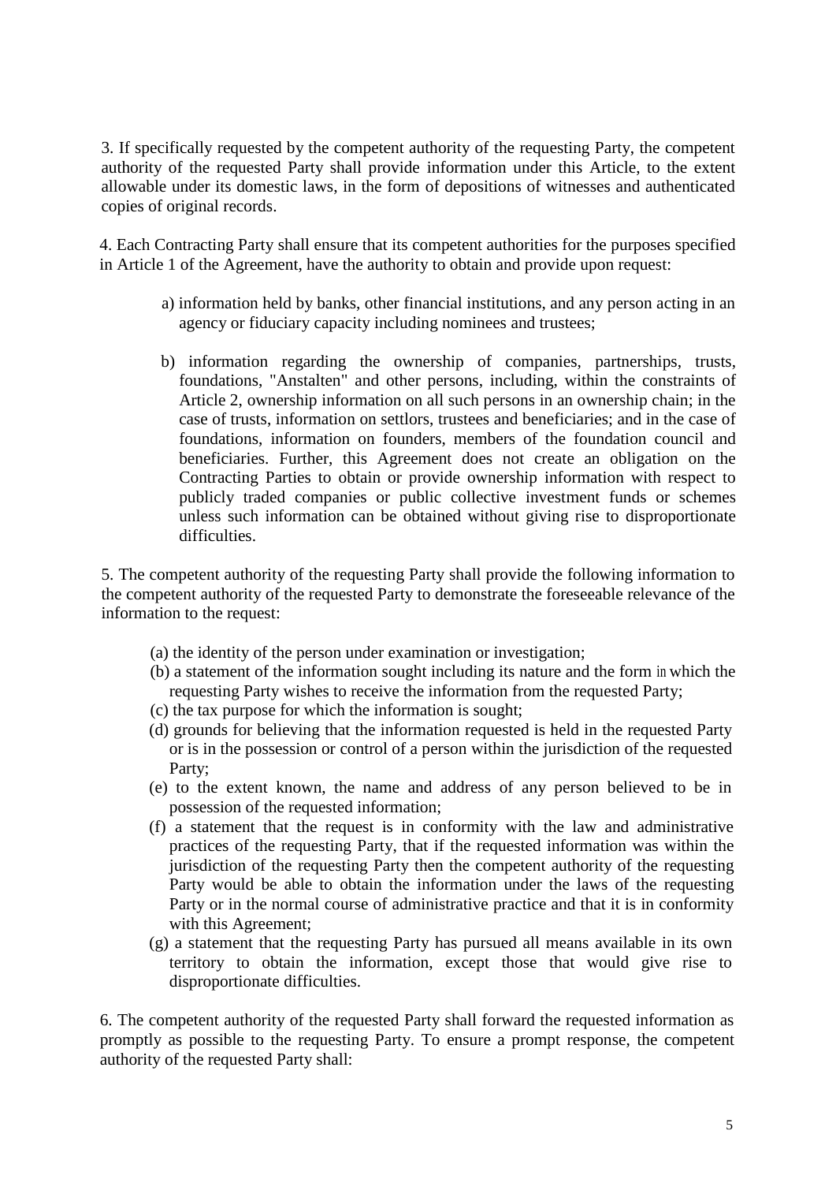3. If specifically requested by the competent authority of the requesting Party, the competent authority of the requested Party shall provide information under this Article, to the extent allowable under its domestic laws, in the form of depositions of witnesses and authenticated copies of original records.

4. Each Contracting Party shall ensure that its competent authorities for the purposes specified in Article 1 of the Agreement, have the authority to obtain and provide upon request:

a) information held by banks, other financial institutions, and any person acting in an agency or fiduciary capacity including nominees and trustees;

b) information regarding the ownership of companies, partnerships, trusts, foundations, "Anstalten" and other persons, including, within the constraints of Article 2, ownership information on all such persons in an ownership chain; in the case of trusts, information on settlors, trustees and beneficiaries; and in the case of foundations, information on founders, members of the foundation council and beneficiaries. Further, this Agreement does not create an obligation on the Contracting Parties to obtain or provide ownership information with respect to publicly traded companies or public collective investment funds or schemes unless such information can be obtained without giving rise to disproportionate difficulties.

5. The competent authority of the requesting Party shall provide the following information to the competent authority of the requested Party to demonstrate the foreseeable relevance of the information to the request:

(a) the identity of the person under examination or investigation;
(b) a statement of the information sought including its nature and the form in which the requesting Party wishes to receive the information from the requested Party;
(c) the tax purpose for which the information is sought;
(d) grounds for believing that the information requested is held in the requested Party or is in the possession or control of a person within the jurisdiction of the requested Party;
(e) to the extent known, the name and address of any person believed to be in possession of the requested information;
(f) a statement that the request is in conformity with the law and administrative practices of the requesting Party, that if the requested information was within the jurisdiction of the requesting Party then the competent authority of the requesting Party would be able to obtain the information under the laws of the requesting Party or in the normal course of administrative practice and that it is in conformity with this Agreement;
(g) a statement that the requesting Party has pursued all means available in its own territory to obtain the information, except those that would give rise to disproportionate difficulties.

6. The competent authority of the requested Party shall forward the requested information as promptly as possible to the requesting Party. To ensure a prompt response, the competent authority of the requested Party shall: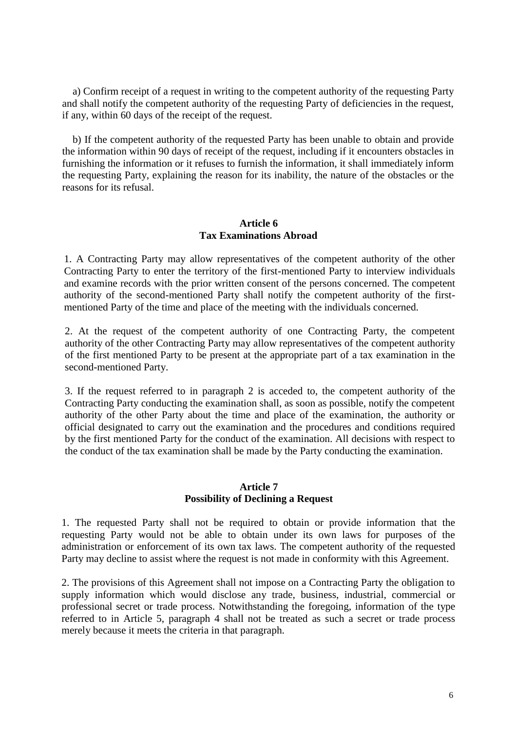a) Confirm receipt of a request in writing to the competent authority of the requesting Party and shall notify the competent authority of the requesting Party of deficiencies in the request, if any, within 60 days of the receipt of the request.

b) If the competent authority of the requested Party has been unable to obtain and provide the information within 90 days of receipt of the request, including if it encounters obstacles in furnishing the information or it refuses to furnish the information, it shall immediately inform the requesting Party, explaining the reason for its inability, the nature of the obstacles or the reasons for its refusal.

## Article 6
## Tax Examinations Abroad

1. A Contracting Party may allow representatives of the competent authority of the other Contracting Party to enter the territory of the first-mentioned Party to interview individuals and examine records with the prior written consent of the persons concerned. The competent authority of the second-mentioned Party shall notify the competent authority of the first-mentioned Party of the time and place of the meeting with the individuals concerned.

2. At the request of the competent authority of one Contracting Party, the competent authority of the other Contracting Party may allow representatives of the competent authority of the first mentioned Party to be present at the appropriate part of a tax examination in the second-mentioned Party.

3. If the request referred to in paragraph 2 is acceded to, the competent authority of the Contracting Party conducting the examination shall, as soon as possible, notify the competent authority of the other Party about the time and place of the examination, the authority or official designated to carry out the examination and the procedures and conditions required by the first mentioned Party for the conduct of the examination. All decisions with respect to the conduct of the tax examination shall be made by the Party conducting the examination.

## Article 7
## Possibility of Declining a Request

1. The requested Party shall not be required to obtain or provide information that the requesting Party would not be able to obtain under its own laws for purposes of the administration or enforcement of its own tax laws. The competent authority of the requested Party may decline to assist where the request is not made in conformity with this Agreement.

2. The provisions of this Agreement shall not impose on a Contracting Party the obligation to supply information which would disclose any trade, business, industrial, commercial or professional secret or trade process. Notwithstanding the foregoing, information of the type referred to in Article 5, paragraph 4 shall not be treated as such a secret or trade process merely because it meets the criteria in that paragraph.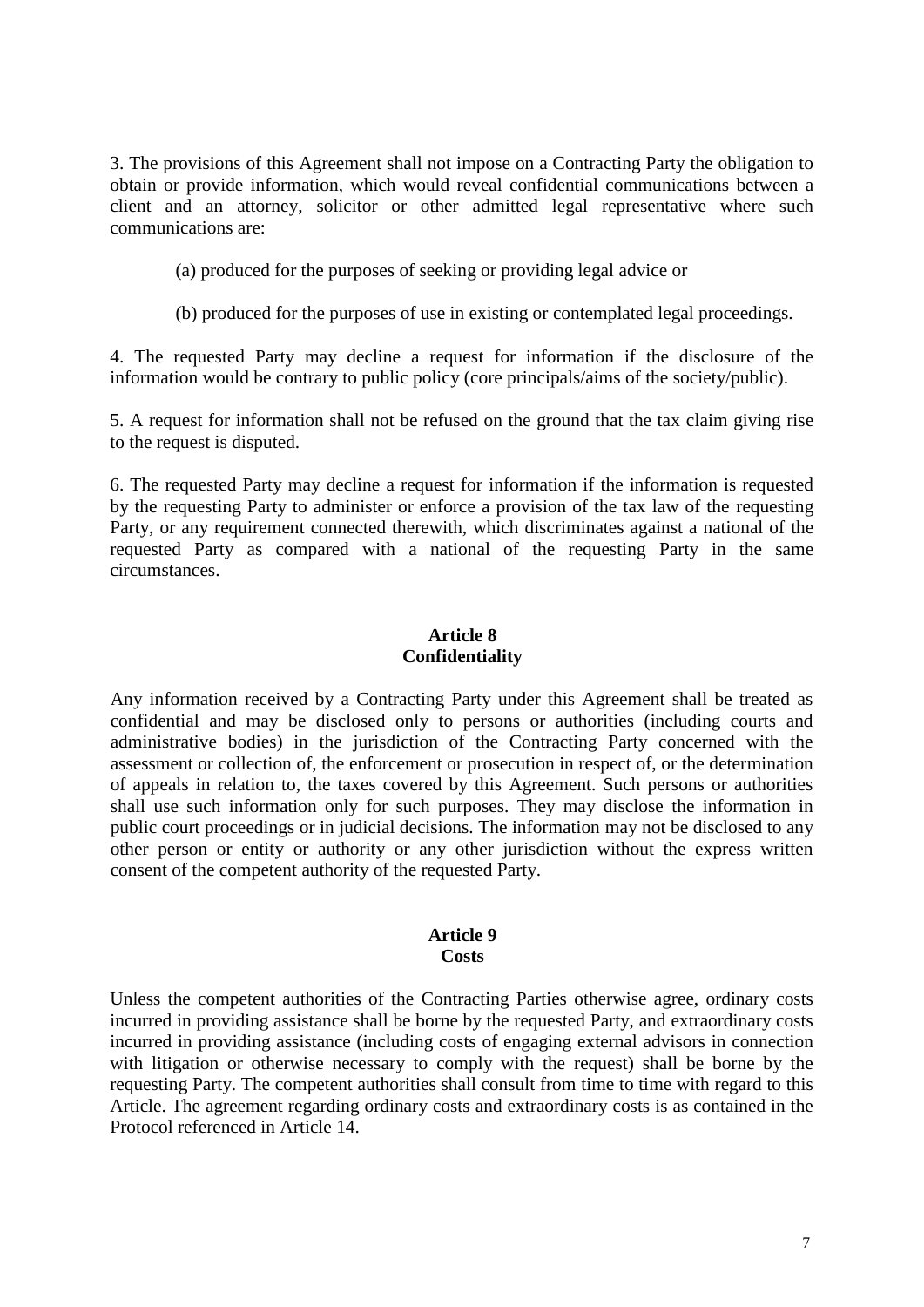3. The provisions of this Agreement shall not impose on a Contracting Party the obligation to obtain or provide information, which would reveal confidential communications between a client and an attorney, solicitor or other admitted legal representative where such communications are:

(a) produced for the purposes of seeking or providing legal advice or

(b) produced for the purposes of use in existing or contemplated legal proceedings.

4. The requested Party may decline a request for information if the disclosure of the information would be contrary to public policy (core principals/aims of the society/public).

5. A request for information shall not be refused on the ground that the tax claim giving rise to the request is disputed.

6. The requested Party may decline a request for information if the information is requested by the requesting Party to administer or enforce a provision of the tax law of the requesting Party, or any requirement connected therewith, which discriminates against a national of the requested Party as compared with a national of the requesting Party in the same circumstances.

## Article 8
## Confidentiality

Any information received by a Contracting Party under this Agreement shall be treated as confidential and may be disclosed only to persons or authorities (including courts and administrative bodies) in the jurisdiction of the Contracting Party concerned with the assessment or collection of, the enforcement or prosecution in respect of, or the determination of appeals in relation to, the taxes covered by this Agreement. Such persons or authorities shall use such information only for such purposes. They may disclose the information in public court proceedings or in judicial decisions. The information may not be disclosed to any other person or entity or authority or any other jurisdiction without the express written consent of the competent authority of the requested Party.

## Article 9
## Costs

Unless the competent authorities of the Contracting Parties otherwise agree, ordinary costs incurred in providing assistance shall be borne by the requested Party, and extraordinary costs incurred in providing assistance (including costs of engaging external advisors in connection with litigation or otherwise necessary to comply with the request) shall be borne by the requesting Party. The competent authorities shall consult from time to time with regard to this Article. The agreement regarding ordinary costs and extraordinary costs is as contained in the Protocol referenced in Article 14.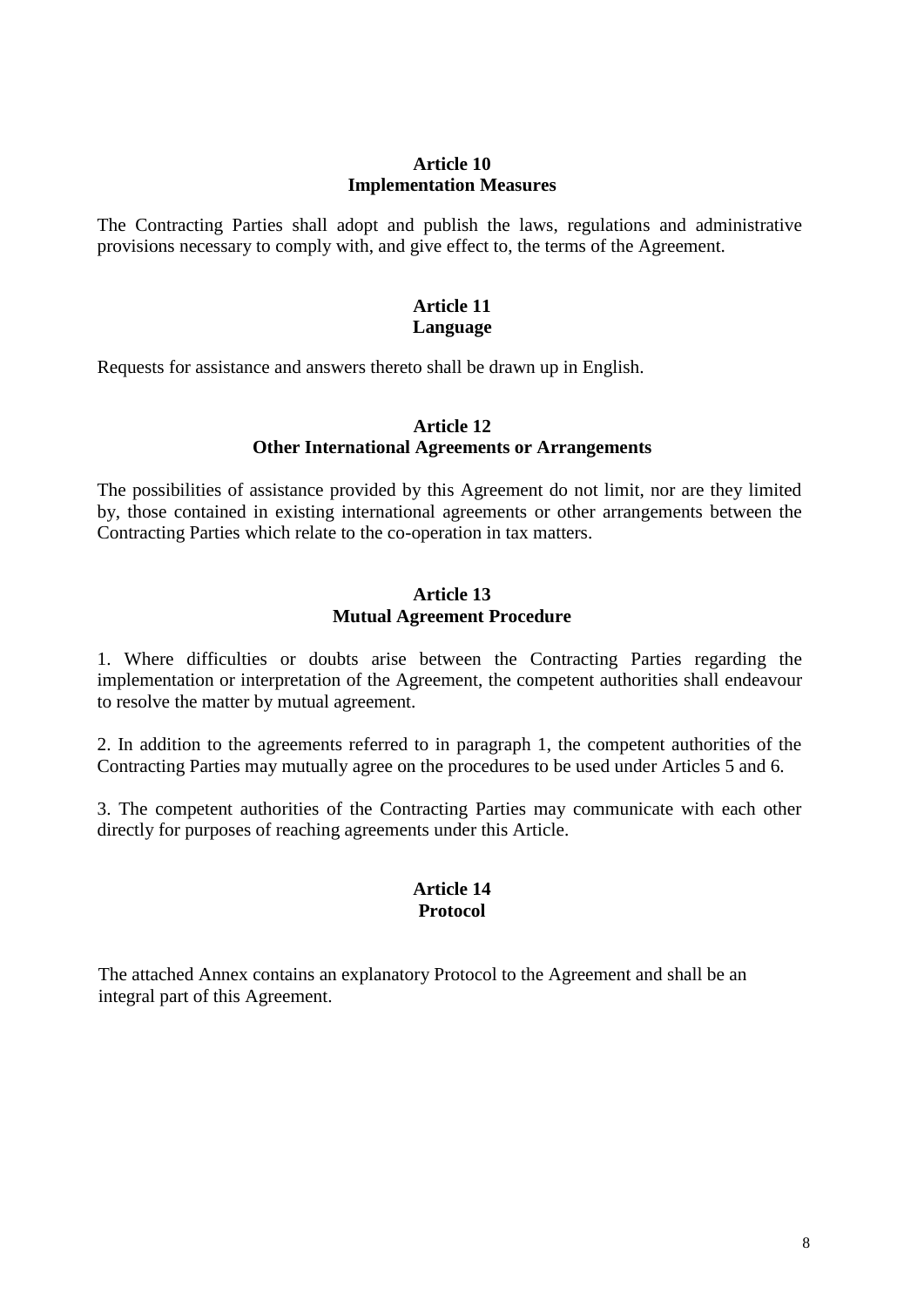## Article 10
## Implementation Measures

The Contracting Parties shall adopt and publish the laws, regulations and administrative provisions necessary to comply with, and give effect to, the terms of the Agreement.

## Article 11
## Language

Requests for assistance and answers thereto shall be drawn up in English.

## Article 12
## Other International Agreements or Arrangements

The possibilities of assistance provided by this Agreement do not limit, nor are they limited by, those contained in existing international agreements or other arrangements between the Contracting Parties which relate to the co-operation in tax matters.

## Article 13
## Mutual Agreement Procedure

1. Where difficulties or doubts arise between the Contracting Parties regarding the implementation or interpretation of the Agreement, the competent authorities shall endeavour to resolve the matter by mutual agreement.

2. In addition to the agreements referred to in paragraph 1, the competent authorities of the Contracting Parties may mutually agree on the procedures to be used under Articles 5 and 6.

3. The competent authorities of the Contracting Parties may communicate with each other directly for purposes of reaching agreements under this Article.

## Article 14
## Protocol

The attached Annex contains an explanatory Protocol to the Agreement and shall be an integral part of this Agreement.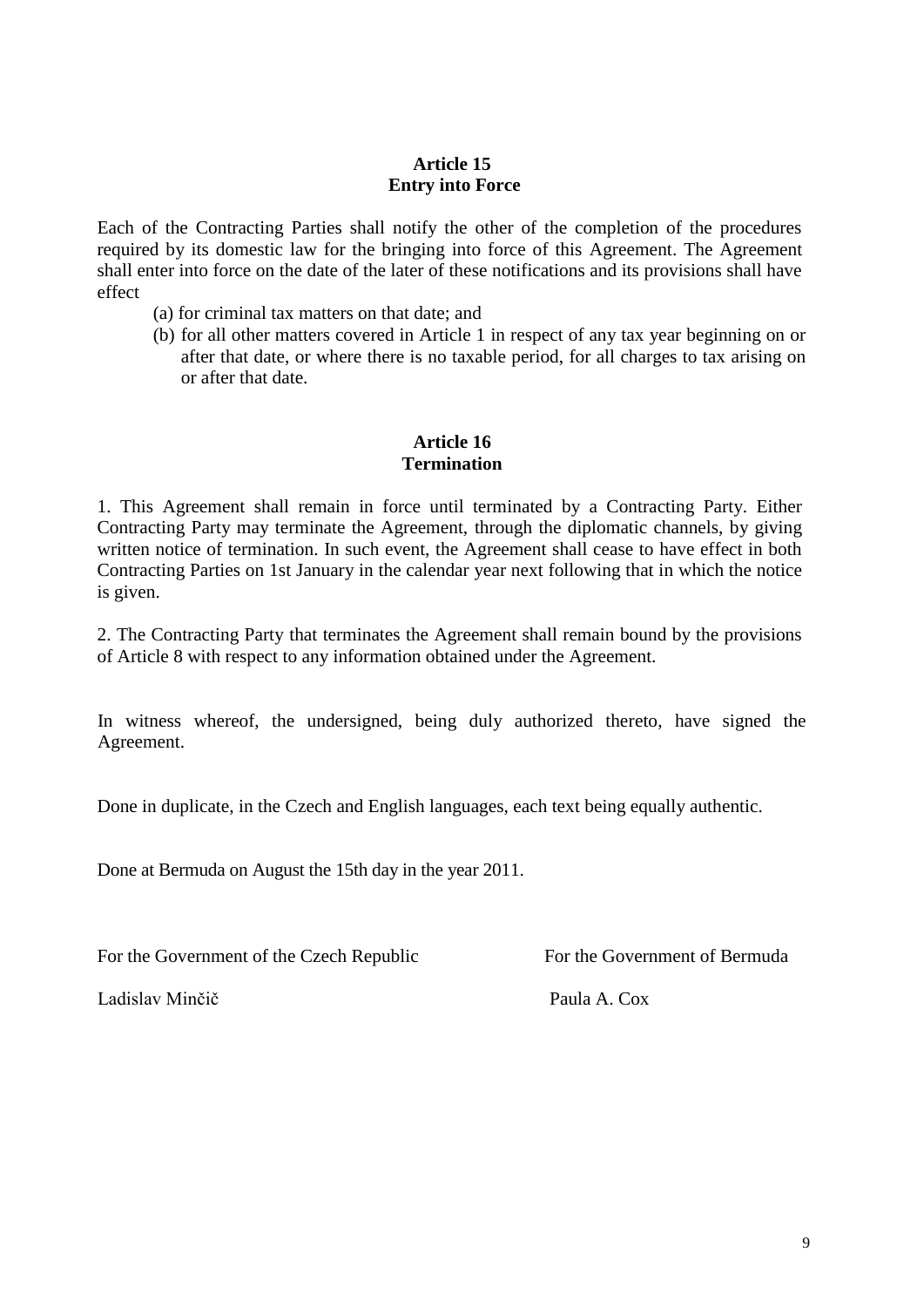**Article 15**
**Entry into Force**

Each of the Contracting Parties shall notify the other of the completion of the procedures required by its domestic law for the bringing into force of this Agreement. The Agreement shall enter into force on the date of the later of these notifications and its provisions shall have effect

(a) for criminal tax matters on that date; and
(b) for all other matters covered in Article 1 in respect of any tax year beginning on or after that date, or where there is no taxable period, for all charges to tax arising on or after that date.

**Article 16**
**Termination**

1. This Agreement shall remain in force until terminated by a Contracting Party. Either Contracting Party may terminate the Agreement, through the diplomatic channels, by giving written notice of termination. In such event, the Agreement shall cease to have effect in both Contracting Parties on 1st January in the calendar year next following that in which the notice is given.

2. The Contracting Party that terminates the Agreement shall remain bound by the provisions of Article 8 with respect to any information obtained under the Agreement.

In witness whereof, the undersigned, being duly authorized thereto, have signed the Agreement.

Done in duplicate, in the Czech and English languages, each text being equally authentic.

Done at Bermuda on August the 15th day in the year 2011.

For the Government of the Czech Republic

Ladislav Minčič

For the Government of Bermuda

Paula A. Cox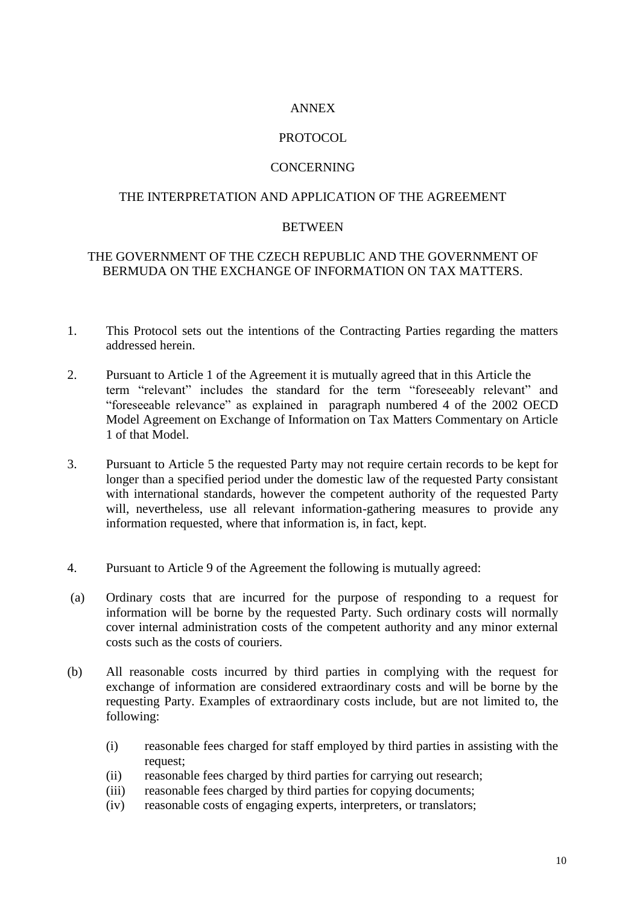# ANNEX

# PROTOCOL

# CONCERNING

# THE INTERPRETATION AND APPLICATION OF THE AGREEMENT

# BETWEEN

# THE GOVERNMENT OF THE CZECH REPUBLIC AND THE GOVERNMENT OF BERMUDA ON THE EXCHANGE OF INFORMATION ON TAX MATTERS.

1. This Protocol sets out the intentions of the Contracting Parties regarding the matters addressed herein.

2. Pursuant to Article 1 of the Agreement it is mutually agreed that in this Article the term "relevant" includes the standard for the term "foreseeably relevant" and "foreseeable relevance" as explained in paragraph numbered 4 of the 2002 OECD Model Agreement on Exchange of Information on Tax Matters Commentary on Article 1 of that Model.

3. Pursuant to Article 5 the requested Party may not require certain records to be kept for longer than a specified period under the domestic law of the requested Party consistant with international standards, however the competent authority of the requested Party will, nevertheless, use all relevant information-gathering measures to provide any information requested, where that information is, in fact, kept.

4. Pursuant to Article 9 of the Agreement the following is mutually agreed:

(a) Ordinary costs that are incurred for the purpose of responding to a request for information will be borne by the requested Party. Such ordinary costs will normally cover internal administration costs of the competent authority and any minor external costs such as the costs of couriers.

(b) All reasonable costs incurred by third parties in complying with the request for exchange of information are considered extraordinary costs and will be borne by the requesting Party. Examples of extraordinary costs include, but are not limited to, the following:

   (i) reasonable fees charged for staff employed by third parties in assisting with the request;
   (ii) reasonable fees charged by third parties for carrying out research;
   (iii) reasonable fees charged by third parties for copying documents;
   (iv) reasonable costs of engaging experts, interpreters, or translators;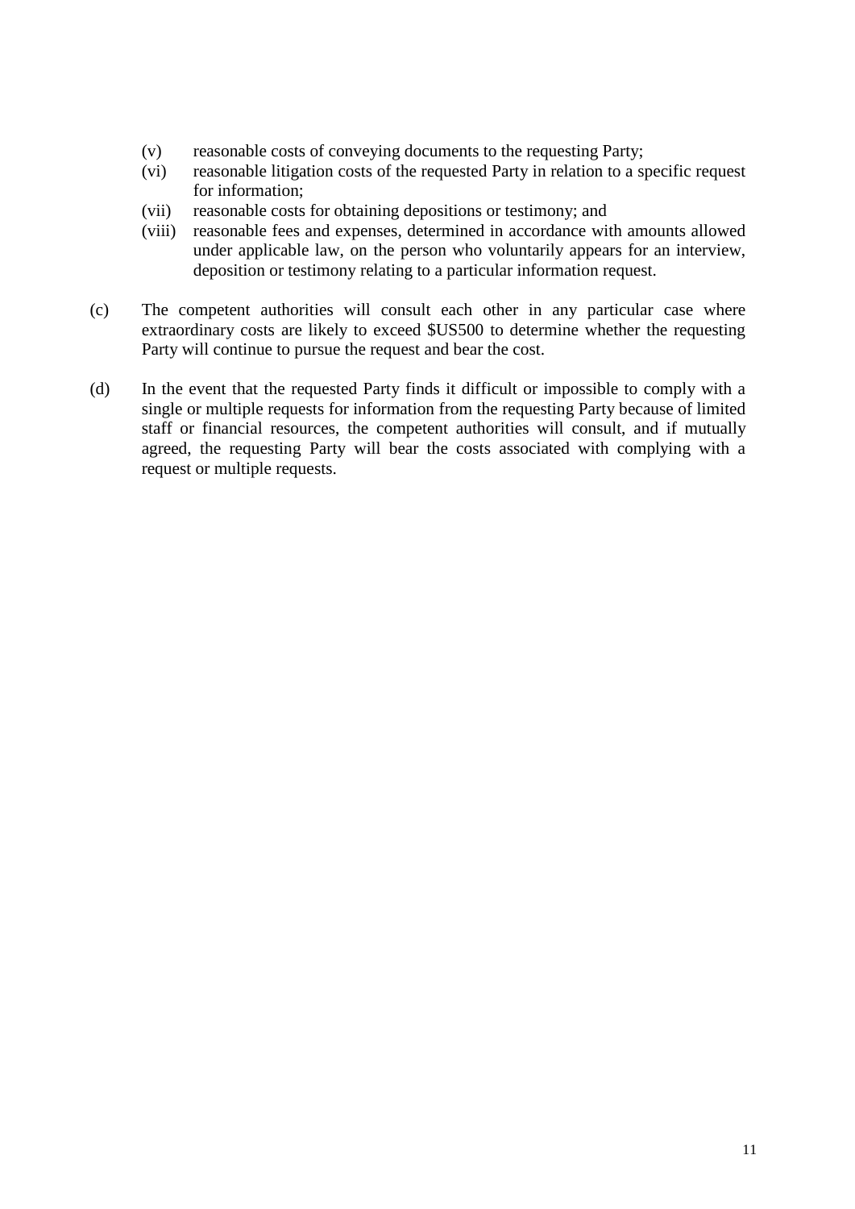(v) reasonable costs of conveying documents to the requesting Party;

(vi) reasonable litigation costs of the requested Party in relation to a specific request for information;

(vii) reasonable costs for obtaining depositions or testimony; and

(viii) reasonable fees and expenses, determined in accordance with amounts allowed under applicable law, on the person who voluntarily appears for an interview, deposition or testimony relating to a particular information request.

(c) The competent authorities will consult each other in any particular case where extraordinary costs are likely to exceed $US500 to determine whether the requesting Party will continue to pursue the request and bear the cost.

(d) In the event that the requested Party finds it difficult or impossible to comply with a single or multiple requests for information from the requesting Party because of limited staff or financial resources, the competent authorities will consult, and if mutually agreed, the requesting Party will bear the costs associated with complying with a request or multiple requests.